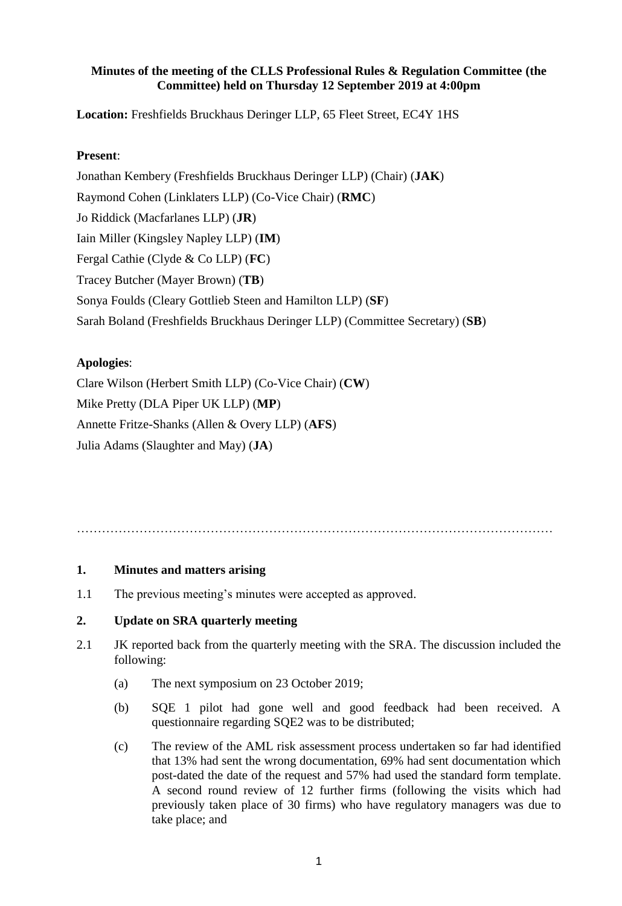**Minutes of the meeting of the CLLS Professional Rules & Regulation Committee (the Committee) held on Thursday 12 September 2019 at 4:00pm**

**Location:** Freshfields Bruckhaus Deringer LLP, 65 Fleet Street, EC4Y 1HS

**Present**:

Jonathan Kembery (Freshfields Bruckhaus Deringer LLP) (Chair) (**JAK**)

Raymond Cohen (Linklaters LLP) (Co-Vice Chair) (**RMC**)

Jo Riddick (Macfarlanes LLP) (**JR**)

Iain Miller (Kingsley Napley LLP) (**IM**)

Fergal Cathie (Clyde & Co LLP) (**FC**)

Tracey Butcher (Mayer Brown) (**TB**)

Sonya Foulds (Cleary Gottlieb Steen and Hamilton LLP) (**SF**)

Sarah Boland (Freshfields Bruckhaus Deringer LLP) (Committee Secretary) (**SB**)

**Apologies**:

Clare Wilson (Herbert Smith LLP) (Co-Vice Chair) (**CW**)

Mike Pretty (DLA Piper UK LLP) (**MP**)

Annette Fritze-Shanks (Allen & Overy LLP) (**AFS**)

Julia Adams (Slaughter and May) (**JA**)

…………………………………………………………………………………………………

## 1. Minutes and matters arising

1.1 The previous meeting's minutes were accepted as approved.

## 2. Update on SRA quarterly meeting

2.1 JK reported back from the quarterly meeting with the SRA. The discussion included the following:

(a) The next symposium on 23 October 2019;

(b) SQE 1 pilot had gone well and good feedback had been received. A questionnaire regarding SQE2 was to be distributed;

(c) The review of the AML risk assessment process undertaken so far had identified that 13% had sent the wrong documentation, 69% had sent documentation which post-dated the date of the request and 57% had used the standard form template. A second round review of 12 further firms (following the visits which had previously taken place of 30 firms) who have regulatory managers was due to take place; and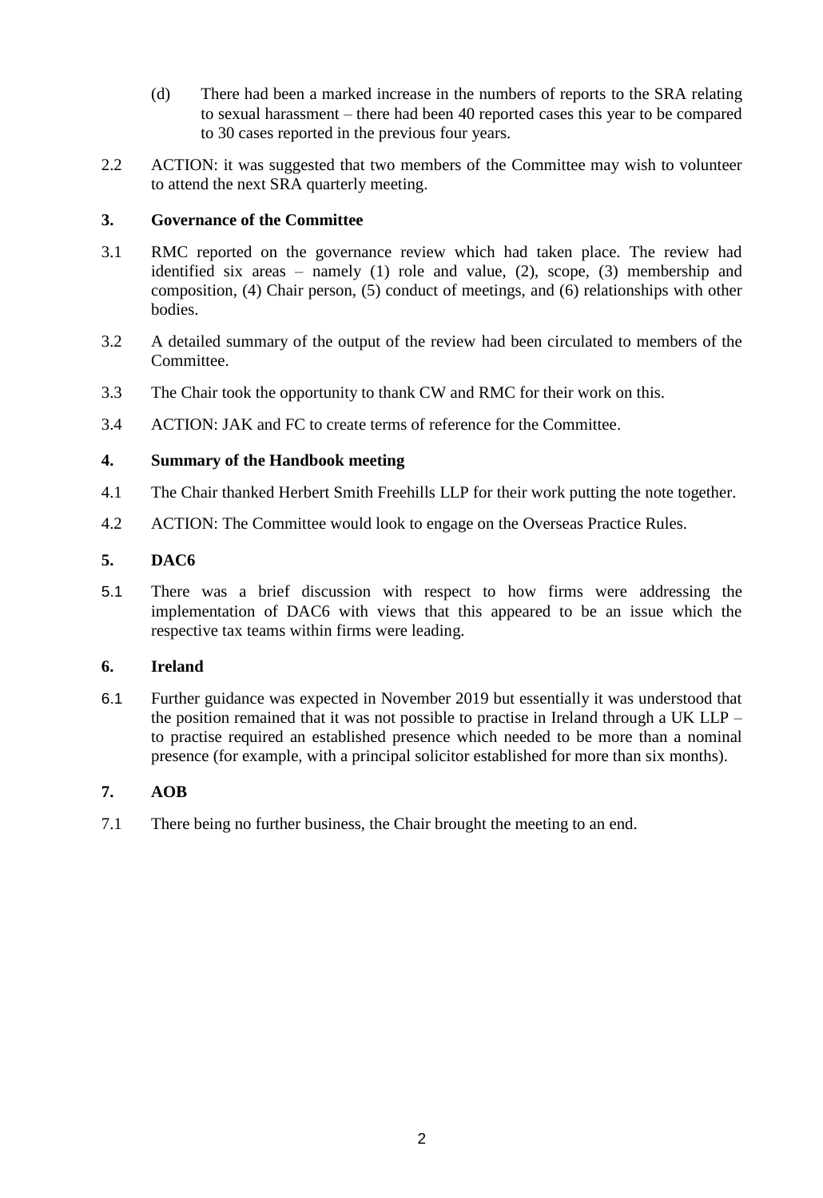(d) There had been a marked increase in the numbers of reports to the SRA relating to sexual harassment – there had been 40 reported cases this year to be compared to 30 cases reported in the previous four years.

2.2 ACTION: it was suggested that two members of the Committee may wish to volunteer to attend the next SRA quarterly meeting.

**3. Governance of the Committee**

3.1 RMC reported on the governance review which had taken place. The review had identified six areas – namely (1) role and value, (2), scope, (3) membership and composition, (4) Chair person, (5) conduct of meetings, and (6) relationships with other bodies.

3.2 A detailed summary of the output of the review had been circulated to members of the Committee.

3.3 The Chair took the opportunity to thank CW and RMC for their work on this.

3.4 ACTION: JAK and FC to create terms of reference for the Committee.

**4. Summary of the Handbook meeting**

4.1 The Chair thanked Herbert Smith Freehills LLP for their work putting the note together.

4.2 ACTION: The Committee would look to engage on the Overseas Practice Rules.

**5. DAC6**

5.1 There was a brief discussion with respect to how firms were addressing the implementation of DAC6 with views that this appeared to be an issue which the respective tax teams within firms were leading.

**6. Ireland**

6.1 Further guidance was expected in November 2019 but essentially it was understood that the position remained that it was not possible to practise in Ireland through a UK LLP – to practise required an established presence which needed to be more than a nominal presence (for example, with a principal solicitor established for more than six months).

**7. AOB**

7.1 There being no further business, the Chair brought the meeting to an end.